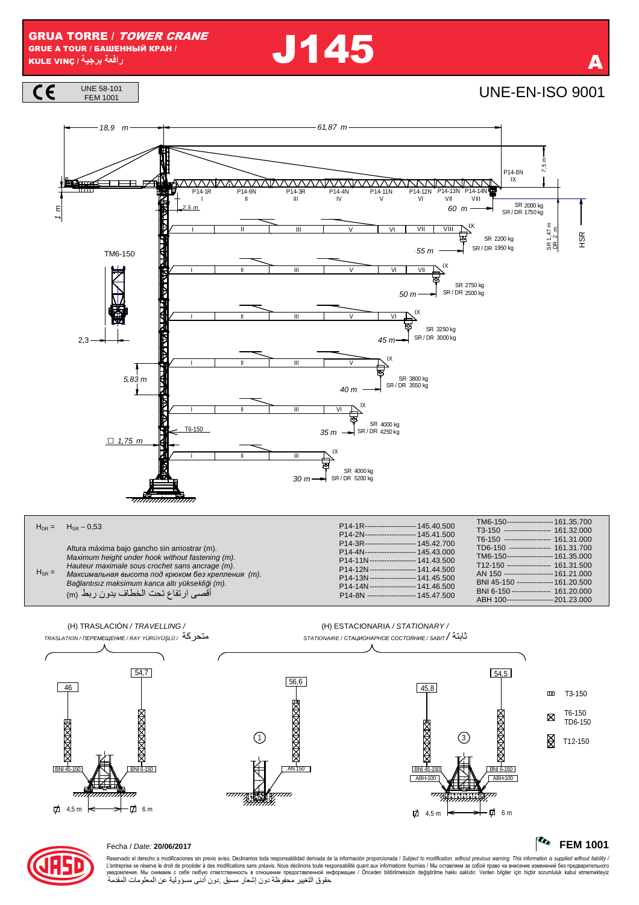# GRUA TORRE / *TOWER CRANE*

GRUE A TOUR / БАШЕННЫЙ КРАН / KULE VINÇ / رافعة برجية

# J145

A

CE — UNE 58-101, FEM 1001

UNE-EN-ISO 9001

18,9 m — 61,87 m

P14-1R I, P14-9N II, P14-3R III, P14-4N IV, P14-11N V, P14-12N VI, P14-13N VII, P14-14N VIII, P14-8N IX

7,5 m; 1 m; 2,5 m

| Flecha | SR | SR / DR |
|---|---|---|
| 60 m | 2000 kg | 1750 kg |
| 55 m | 2200 kg | 1950 kg |
| 50 m | 2750 kg | 2500 kg |
| 45 m | 3250 kg | 3000 kg |
| 40 m | 3800 kg | 3550 kg |
| 35 m | 4000 kg | 4250 kg |
| 30 m | 4000 kg | 5200 kg |

SR 1,47 m; DR 2 m; HSR

TM6-150; 2,3; 5,83 m; T6-150; □ 1,75 m

$H_{DR}$ = $H_{SR}$ – 0,53

$H_{SR}$ =

Altura máxima bajo gancho sin arriostrar (m).
*Maximum height under hook without fastening (m).*
*Hauteur maximale sous crochet sans ancrage (m).*
*Максимальная высота под крюком без крепления (m).*
*Bağlantısız maksimum kanca altı yüksekliği (m).*
أقصى ارتفاع تحت الخطاف بدون ربط (m)

| | |
|---|---|
| P14-1R | 145.40.500 |
| P14-2N | 145.41.500 |
| P14-3R | 145.42.700 |
| P14-4N | 145.43.000 |
| P14-11N | 141.43.500 |
| P14-12N | 141.44.500 |
| P14-13N | 141.45.500 |
| P14-14N | 141.46.500 |
| P14-8N | 145.47.500 |

| | |
|---|---|
| TM6-150 | 161.35.700 |
| T3-150 | 161.32.000 |
| T6-150 | 161.31.000 |
| TD6-150 | 161.31.700 |
| TM6-150 | 161.35.000 |
| T12-150 | 161.31.500 |
| AN 150 | 161.21.000 |
| BNI 45-150 | 161.20.500 |
| BNI 6-150 | 161.20.000 |
| ABH 100 | 201.23.000 |

(H) TRASLACIÓN / *TRAVELLING* / *TRASLATION / ПЕРЕМЕЩЕНИЕ / RAY YÜRÜYÜŞLÜ* / متحركة

- 46 — BNI 45-150 — 4,5 m
- 54,7 — BNI 6-150 — 6 m

(H) ESTACIONARIA / *STATIONARY* / *STATIONAIRE / СТАЦИОНАРНОЕ СОСТОЯНИЕ / SABIT* / ثابتة

- ① 56,6 — AN 150
- ③ 45,8 — BNI 45-150 / ABH-100 — 4,5 m
- ③ 54,5 — BNI 6-150 / ABH-100 — 6 m

Leyenda: T3-150; T6-150 / TD6-150; T12-150

Fecha / *Date:* **20/06/2017**

**FEM 1001**

Reservado el derecho a modificaciones sin previo aviso. Declinamos toda responsabilidad derivada de la información proporcionada / *Subject to modification, without previous warning. This information is supplied without liability* / L'entreprise se réserve le droit de procéder à des modifications sans préavis. Nous déclinons toute responsabilité quant aux informations fournies / Мы оставляем за собой право на внесение изменений без предварительного уведомления. Мы снимаем с себя любую ответственность в отношении предоставленной информации / Önceden bildirilmeksizin değiştirilme hakkı saklıdır. Verilen bilgiler için hiçbir sorumluluk kabul etmemekteyiz

حقوق التغيير محفوظة دون إشعار مسبق .دون أدنى مسؤولية عن المعلومات المقدمة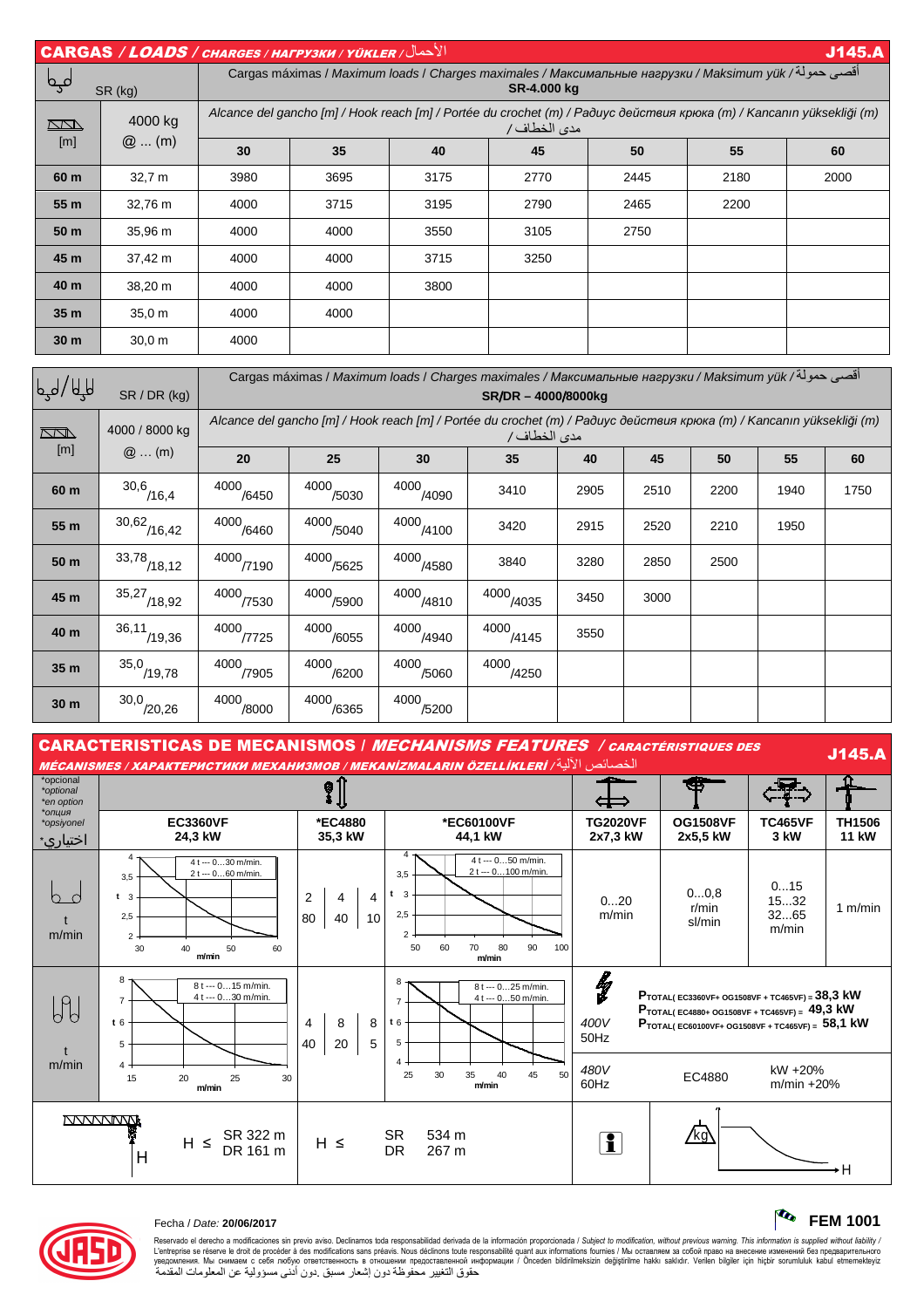## CARGAS / *LOADS* / *CHARGES* / *НАГРУЗКИ* / *YÜKLER* / الأحمال — J145.A

| SR (kg) | | Cargas máximas / *Maximum loads* / *Charges maximales* / *Максимальные нагрузки* / *Maksimum yük* / أقصى حمولة **SR-4.000 kg** | | | | | | |
|---|---|---|---|---|---|---|---|---|
| [m] | 4000 kg @ ... (m) | Alcance del gancho [m] / *Hook reach [m]* / *Portée du crochet (m)* / *Радиус действия крюка (m)* / *Kancanın yüksekliği (m)* / مدى الخطاف | | | | | | |
| | | **30** | **35** | **40** | **45** | **50** | **55** | **60** |
| **60 m** | 32,7 m | 3980 | 3695 | 3175 | 2770 | 2445 | 2180 | 2000 |
| **55 m** | 32,76 m | 4000 | 3715 | 3195 | 2790 | 2465 | 2200 | |
| **50 m** | 35,96 m | 4000 | 4000 | 3550 | 3105 | 2750 | | |
| **45 m** | 37,42 m | 4000 | 4000 | 3715 | 3250 | | | |
| **40 m** | 38,20 m | 4000 | 4000 | 3800 | | | | |
| **35 m** | 35,0 m | 4000 | 4000 | | | | | |
| **30 m** | 30,0 m | 4000 | | | | | | |

| SR / DR (kg) | | Cargas máximas / *Maximum loads* / *Charges maximales* / *Максимальные нагрузки* / *Maksimum yük* / أقصى حمولة **SR/DR – 4000/8000kg** | | | | | | | | |
|---|---|---|---|---|---|---|---|---|---|---|
| [m] | 4000 / 8000 kg @ ... (m) | Alcance del gancho [m] / *Hook reach [m]* / *Portée du crochet (m)* / *Радиус действия крюка (m)* / *Kancanın yüksekliği (m)* / مدى الخطاف | | | | | | | | |
| | | **20** | **25** | **30** | **35** | **40** | **45** | **50** | **55** | **60** |
| **60 m** | 30,6 / 16,4 | 4000 / 6450 | 4000 / 5030 | 4000 / 4090 | 3410 | 2905 | 2510 | 2200 | 1940 | 1750 |
| **55 m** | 30,62 / 16,42 | 4000 / 6460 | 4000 / 5040 | 4000 / 4100 | 3420 | 2915 | 2520 | 2210 | 1950 | |
| **50 m** | 33,78 / 18,12 | 4000 / 7190 | 4000 / 5625 | 4000 / 4580 | 3840 | 3280 | 2850 | 2500 | | |
| **45 m** | 35,27 / 18,92 | 4000 / 7530 | 4000 / 5900 | 4000 / 4810 | 4000 / 4035 | 3450 | 3000 | | | |
| **40 m** | 36,11 / 19,36 | 4000 / 7725 | 4000 / 6055 | 4000 / 4940 | 4000 / 4145 | 3550 | | | | |
| **35 m** | 35,0 / 19,78 | 4000 / 7905 | 4000 / 6200 | 4000 / 5060 | 4000 / 4250 | | | | | |
| **30 m** | 30,0 / 20,26 | 4000 / 8000 | 4000 / 6365 | 4000 / 5200 | | | | | | |

## CARACTERISTICAS DE MECANISMOS / *MECHANISMS FEATURES* / *CARACTÉRISTIQUES DES MÉCANISMES* / *ХАРАКТЕРИСТИКИ МЕХАНИЗМОВ* / *MEKANİZMALARIN ÖZELLİKLERİ* / الخصائص الآلية — J145.A

*opcional / *optional / *en option / *опция / *opsiyonel / اختياري*

| | **EC3360VF** 24,3 kW | ***EC4880** 35,3 kW | ***EC60100VF** 44,1 kW | **TG2020VF** 2x7,3 kW | **OG1508VF** 2x5,5 kW | **TC465VF** 3 kW | **TH1506** 11 kW |
|---|---|---|---|---|---|---|---|
| SR t / m/min | 4 t --- 0...30 m/min. / 2 t --- 0...60 m/min. | t: 2 / 4 / 4 — m/min: 80 / 40 / 10 | 4 t --- 0...50 m/min. / 2 t --- 0...100 m/min. | 0...20 m/min | 0...0,8 r/min sl/min | 0...15 / 15...32 / 32...65 m/min | 1 m/min |
| DR t / m/min | 8 t --- 0...15 m/min. / 4 t --- 0...30 m/min. | t: 4 / 8 / 8 — m/min: 40 / 20 / 5 | 8 t --- 0...25 m/min. / 4 t --- 0...50 m/min. | 400V 50Hz | $P_{TOTAL(EC3360VF+OG1508VF+TC465VF)}$ = **38,3 kW**; $P_{TOTAL(EC4880+OG1508VF+TC465VF)}$ = **49,3 kW**; $P_{TOTAL(EC60100VF+OG1508VF+TC465VF)}$ = **58,1 kW** | | |
| | | | | 480V 60Hz | EC4880 | kW +20% m/min +20% | |
| | H ≤ SR 322 m / DR 161 m | H ≤ SR 534 m / DR 267 m | | | | | |

Fecha / *Date:* **20/06/2017**

**FEM 1001**

Reservado el derecho a modificaciones sin previo aviso. Declinamos toda responsabilidad derivada de la información proporcionada / *Subject to modification, without previous warning. This information is supplied without liability* / L'entreprise se réserve le droit de procéder à des modifications sans préavis. Nous déclinons toute responsabilité quant aux informations fournies / Мы оставляем за собой право на внесение изменений без предварительного уведомления. Мы снимаем с себя любую ответственность в отношении предоставленной информации / Önceden bildirilmeksizin değiştirilme hakkı saklıdır. Verilen bilgiler için hiçbir sorumluluk kabul etmemekteyiz
حقوق التغيير محفوظة دون إشعار مسبق .دون أدنى مسؤولية عن المعلومات المقدمة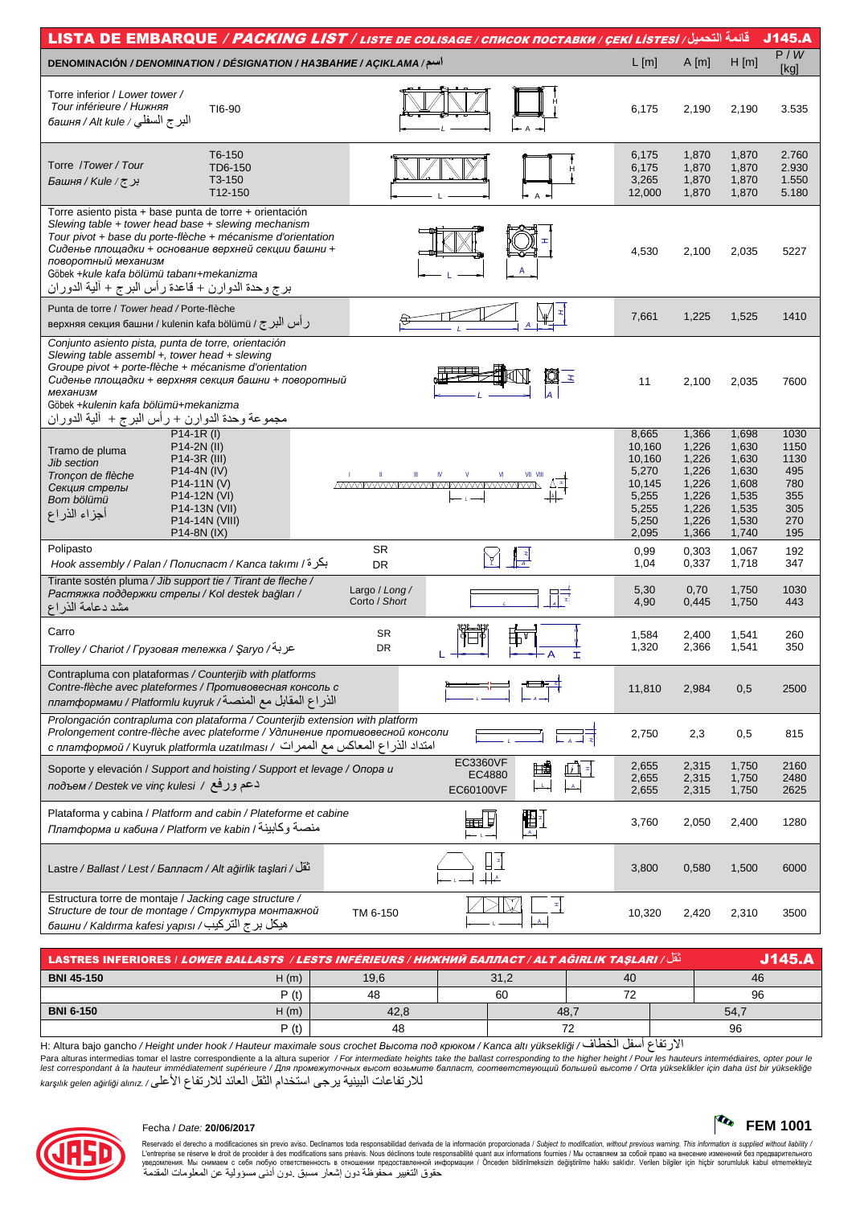# LISTA DE EMBARQUE / *PACKING LIST* / *LISTE DE COLISAGE* / *СПИСОК ПОСТАВКИ* / *ÇEKİ LİSTESİ* / قائمة التحميل — J145.A

| DENOMINACIÓN / *DENOMINATION* / *DÉSIGNATION* / *НАЗВАНИЕ* / *AÇIKLAMA* / اسم | | L [m] | A [m] | H [m] | P / *W* [kg] |
|---|---|---|---|---|---|
| Torre inferior / *Lower tower* / *Tour inférieure* / *Нижняя башня* / *Alt kule* / البرج السفلي | TI6-90 | 6,175 | 2,190 | 2,190 | 3.535 |
| Torre / *Tower* / *Tour* / *Башня* / *Kule* / برج | T6-150 | 6,175 | 1,870 | 1,870 | 2.760 |
| | TD6-150 | 6,175 | 1,870 | 1,870 | 2.930 |
| | T3-150 | 3,265 | 1,870 | 1,870 | 1.550 |
| | T12-150 | 12,000 | 1,870 | 1,870 | 5.180 |
| Torre asiento pista + base punta de torre + orientación / *Slewing table + tower head base + slewing mechanism* / *Tour pivot + base du porte-flèche + mécanisme d'orientation* / *Сиденье площадки + основание верхней секции башни + поворотный механизм* / Göbek +*kule kafa bölümü tabanı+mekanizma* / برج وحدة الدوران + قاعدة رأس البرج + آلية الدوران | | 4,530 | 2,100 | 2,035 | 5227 |
| Punta de torre / *Tower head* / *Porte-flèche* / *верхняя секция башни* / *kulenin kafa bölümü* / رأس البرج | | 7,661 | 1,225 | 1,525 | 1410 |
| Conjunto asiento pista, punta de torre, orientación / *Slewing table assembl + , tower head + slewing* / *Groupe pivot + porte-flèche + mécanisme d'orientation* / *Сиденье площадки + верхняя секция башни + поворотный механизм* / Göbek +*kulenin kafa bölümü+mekanizma* / مجموعة وحدة الدوران + رأس البرج + آلية الدوران | | 11 | 2,100 | 2,035 | 7600 |
| Tramo de pluma / *Jib section* / *Tronçon de flèche* / *Секция стрелы* / *Bom bölümü* / أجزاء الذراع | P14-1R (I) | 8,665 | 1,366 | 1,698 | 1030 |
| | P14-2N (II) | 10,160 | 1,226 | 1,630 | 1150 |
| | P14-3R (III) | 10,160 | 1,226 | 1,630 | 1130 |
| | P14-4N (IV) | 5,270 | 1,226 | 1,630 | 495 |
| | P14-11N (V) | 10,145 | 1,226 | 1,608 | 780 |
| | P14-12N (VI) | 5,255 | 1,226 | 1,535 | 355 |
| | P14-13N (VII) | 5,255 | 1,226 | 1,535 | 305 |
| | P14-14N (VIII) | 5,250 | 1,226 | 1,530 | 270 |
| | P14-8N (IX) | 2,095 | 1,366 | 1,740 | 195 |
| Polipasto / *Hook assembly* / *Palan* / *Полиспаст* / *Kanca takımı* / بكرة | SR | 0,99 | 0,303 | 1,067 | 192 |
| | DR | 1,04 | 0,337 | 1,718 | 347 |
| Tirante sostén pluma / *Jib support tie* / *Tirant de fleche* / *Растяжка поддержки стрелы* / *Kol destek bağları* / مشد دعامة الذراع | Largo / *Long* / | 5,30 | 0,70 | 1,750 | 1030 |
| | Corto / *Short* | 4,90 | 0,445 | 1,750 | 443 |
| Carro / *Trolley* / *Chariot* / *Грузовая тележка* / *Şaryo* / عربة | SR | 1,584 | 2,400 | 1,541 | 260 |
| | DR | 1,320 | 2,366 | 1,541 | 350 |
| Contrapluma con plataformas / *Counterjib with platforms* / *Contre-flèche avec plateformes* / *Противовесная консоль с платформами* / *Platformlu kuyruk* / الذراع المقابل مع المنصة | | 11,810 | 2,984 | 0,5 | 2500 |
| Prolongación contrapluma con plataforma / *Counterjib extension with platform* / *Prolongement contre-flèche avec plateforme* / *Удлинение противовесной консоли с платформой* / *Kuyruk platformla uzatılması* / امتداد الذراع المعاكس مع الممرات | | 2,750 | 2,3 | 0,5 | 815 |
| Soporte y elevación / *Support and hoisting* / *Support et levage* / *Опора и подъем* / *Destek ve vinç kulesi* / دعم ورفع | EC3360VF | 2,655 | 2,315 | 1,750 | 2160 |
| | EC4880 | 2,655 | 2,315 | 1,750 | 2480 |
| | EC60100VF | 2,655 | 2,315 | 1,750 | 2625 |
| Plataforma y cabina / *Platform and cabin* / *Plateforme et cabine* / *Платформа и кабина* / *Platform ve kabin* / منصة وكابينة | | 3,760 | 2,050 | 2,400 | 1280 |
| Lastre / *Ballast* / *Lest* / *Балласт* / *Alt ağirlik taşlari* / ثقل | | 3,800 | 0,580 | 1,500 | 6000 |
| Estructura torre de montaje / *Jacking cage structure* / *Structure de tour de montage* / *Структура монтажной башни* / *Kaldırma kafesi yapısı* / هيكل برج التركيب | TM 6-150 | 10,320 | 2,420 | 2,310 | 3500 |

## LASTRES INFERIORES / *LOWER BALLASTS* / *LESTS INFÉRIEURS* / *НИЖНИЙ БАЛЛАСТ* / *ALT AĞIRLIK TAŞLARI* / ثقل — J145.A

| | | | | | |
|---|---|---|---|---|---|
| **BNI 45-150** | H (m) | 19,6 | 31,2 | 40 | 46 |
| | P (t) | 48 | 60 | 72 | 96 |
| **BNI 6-150** | H (m) | 42,8 | | 48,7 | 54,7 |
| | P (t) | 48 | | 72 | 96 |

H: Altura bajo gancho / *Height under hook* / *Hauteur maximale sous crochet* *Высота под крюком* / *Kanca altı yüksekliği* / الارتفاع أسفل الخطاف

Para alturas intermedias tomar el lastre correspondiente a la altura superior / *For intermediate heights take the ballast corresponding to the higher height* / *Pour les hauteurs intermédiaires, opter pour le lest correspondant à la hauteur immédiatement supérieure* / *Для промежуточных высот возьмите балласт, соответствующий большей высоте* / *Orta yükseklikler için daha üst bir yüksekliğe karşılık gelen ağirliği alınız.* / للارتفاعات البينية يرجى استخدام الثقل العائد للارتفاع الأعلى

Fecha / *Date:* **20/06/2017**

**FEM 1001**

Reservado el derecho a modificaciones sin previo aviso. Declinamos toda responsabilidad derivada de la información proporcionada / *Subject to modification, without previous warning. This information is supplied without liability* / L'entreprise se réserve le droit de procéder à des modifications sans préavis. Nous déclinons toute responsabilité quant aux informations fournies / Мы оставляем за собой право на внесение изменений без предварительного уведомления. Мы снимаем с себя любую ответственность в отношении предоставленной информации / Önceden bildirilmeksizin değiştirilme hakkı saklıdır. Verilen bilgiler için hiçbir sorumluluk kabul etmemekteyiz / حقوق التغيير محفوظة دون إشعار مسبق .دون أدنى مسؤولية عن المعلومات المقدمة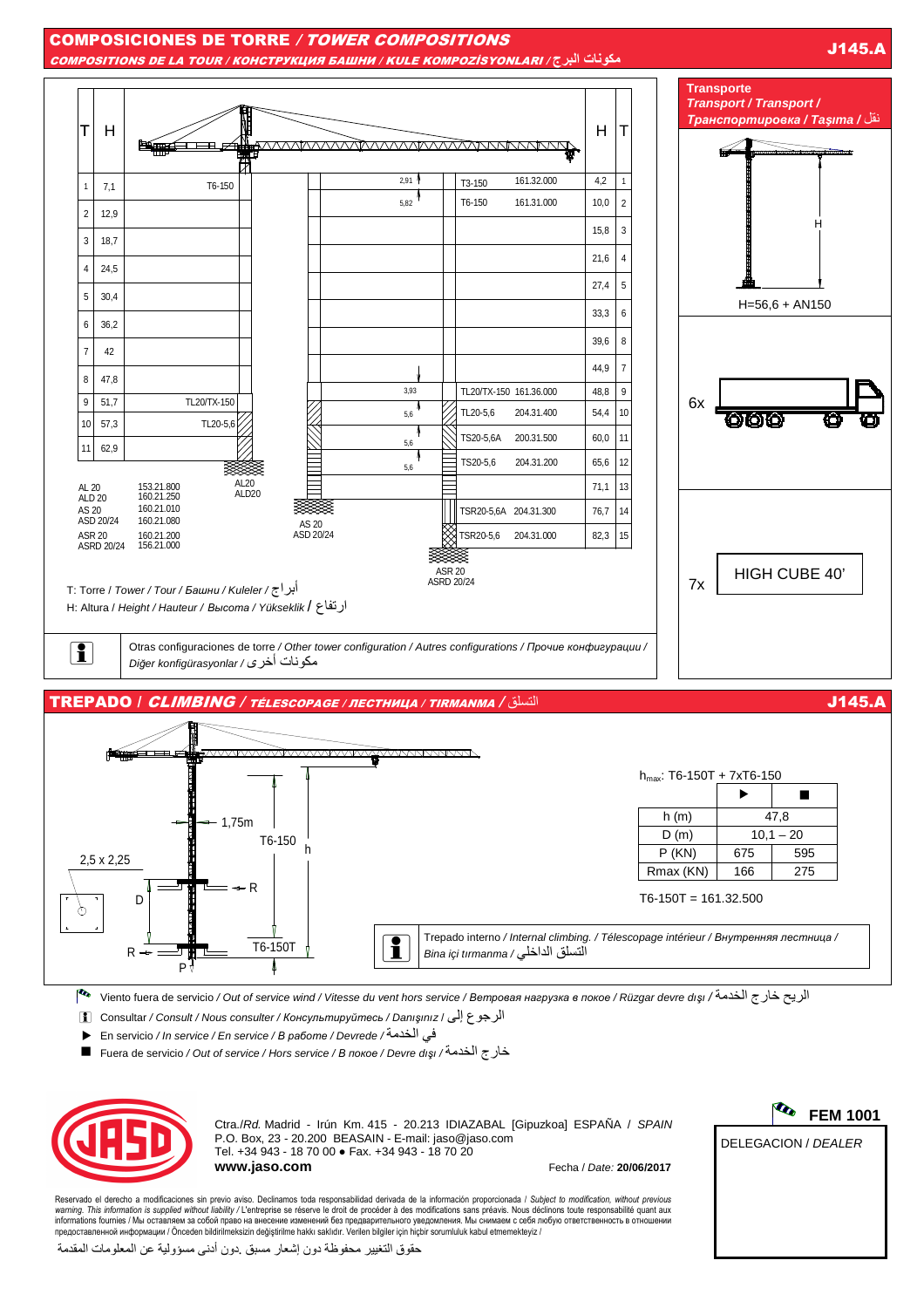# COMPOSICIONES DE TORRE / *TOWER COMPOSITIONS*

*COMPOSITIONS DE LA TOUR / КОНСТРУКЦИЯ БАШНИ / KULE KOMPOZİSYONLARI / مكونات البرج*

J145.A

| T | H | | | H | T |
|---|---|---|---|---|---|
| 1 | 7,1 | T6-150 | 2,91 · T3-150 161.32.000 | 4,2 | 1 |
| 2 | 12,9 | | 5,82 · T6-150 161.31.000 | 10,0 | 2 |
| 3 | 18,7 | | | 15,8 | 3 |
| 4 | 24,5 | | | 21,6 | 4 |
| 5 | 30,4 | | | 27,4 | 5 |
| 6 | 36,2 | | | 33,3 | 6 |
| 7 | 42 | | | 39,6 | 8 |
| 8 | 47,8 | | | 44,9 | 7 |
| 9 | 51,7 | TL20/TX-150 | 3,93 · TL20/TX-150 161.36.000 | 48,8 | 9 |
| 10 | 57,3 | TL20-5,6 | 5,6 · TL20-5,6 204.31.400 | 54,4 | 10 |
| 11 | 62,9 | | 5,6 · TS20-5,6A 200.31.500 | 60,0 | 11 |
| | | | 5,6 · TS20-5,6 204.31.200 | 65,6 | 12 |
| | | | | 71,1 | 13 |
| | | | TSR20-5,6A 204.31.300 | 76,7 | 14 |
| | | | TSR20-5,6 204.31.000 | 82,3 | 15 |

AL 20 — 153.21.800
ALD 20 — 160.21.250
AS 20 — 160.21.010
ASD 20/24 — 160.21.080
ASR 20 — 160.21.200
ASRD 20/24 — 156.21.000

AL20 / ALD20

AS 20 / ASD 20/24

ASR 20 / ARSD 20/24

T: Torre / *Tower / Tour / Башни / Kuleler /* أبراج

H: Altura / *Height / Hauteur / Высома / Yükseklik /* ارتفاع

Otras configuraciones de torre / *Other tower configuration / Autres configurations / Прочие конфигурации / Diğer konfigürasyonlar /* مكونات أخرى

## Transporte

*Transport / Transport / Транспортировка / Taşıma /* نقل

H

H=56,6 + AN150

6x

7x HIGH CUBE 40'

# TREPADO / *CLIMBING / TÉLESCOPAGE / ЛЕСТНИЦА / TIRMANMA /* التسلق

J145.A

1,75m

T6-150

h

2,5 x 2,25

D

R

T6-150T

R

P

$h_{max}$: T6-150T + 7xT6-150

| | ▶ | ■ |
|---|---|---|
| h (m) | 47,8 | |
| D (m) | 10,1 – 20 | |
| P (KN) | 675 | 595 |
| Rmax (KN) | 166 | 275 |

T6-150T = 161.32.500

Trepado interno / *Internal climbing. / Télescopage intérieur / Внутренняя лестница / Bina içi tırmanma /* التسلق الداخلي

Viento fuera de servicio / *Out of service wind / Vitesse du vent hors service / Ветровая нагрузка в покое / Rüzgar devre dışı /* الريح خارج الخدمة

Consultar / *Consult / Nous consulter / Консультируйтесь / Danışınız /* الرجوع إلى

▶ En servicio / *In service / En service / В работе / Devrede /* في الخدمة

■ Fuera de servicio / *Out of service / Hors service / В покое / Devre dışı /* خارج الخدمة

Ctra./*Rd.* Madrid - Irún Km. 415 - 20.213 IDIAZABAL [Gipuzkoa] ESPAÑA / *SPAIN*
P.O. Box, 23 - 20.200 BEASAIN - E-mail: jaso@jaso.com
Tel. +34 943 - 18 70 00 • Fax. +34 943 - 18 70 20
**www.jaso.com**

Fecha / *Date:* **20/06/2017**

**FEM 1001**

DELEGACION / *DEALER*

Reservado el derecho a modificaciones sin previo aviso. Declinamos toda responsabilidad derivada de la información proporcionada / *Subject to modification, without previous warning. This information is supplied without liability* / L'entreprise se réserve le droit de procéder à des modifications sans préavis. Nous déclinons toute responsabilité quant aux informations fournies / Мы оставляем за собой право на внесение изменений без предварительного уведомления. Мы снимаем с себя любую ответственность в отношении предоставленной информации / Önceden bildirilmeksizin değiştirilme hakkı saklıdır. Verilen bilgiler için hiçbir sorumluluk kabul etmemekteyiz /

حقوق التغيير محفوظة دون إشعار مسبق .دون أدنى مسؤولية عن المعلومات المقدمة